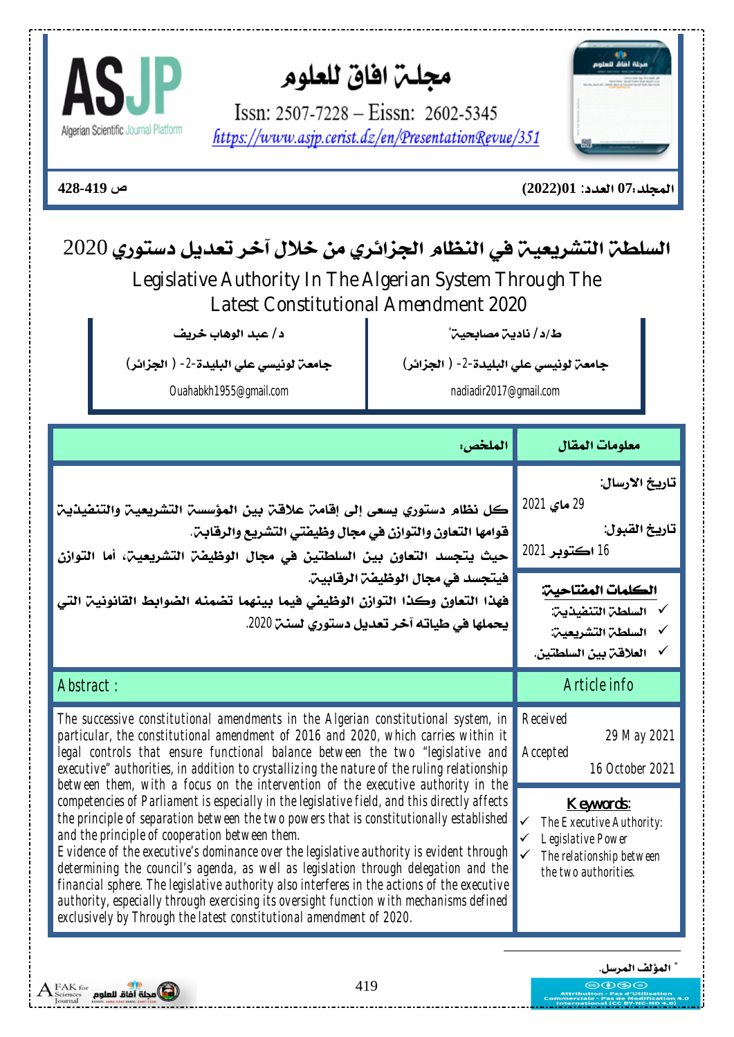# مجلة افاق للعلوم

Issn: 2507-7228 – Eissn: 2602-5345

https://www.asjp.cerist.dz/en/PresentationRevue/351

# السلطة التشريعية في النظام الجزائري من خلال آخر تعديل دستوري 2020

## Legislative Authority In The Algerian System Through The Latest Constitutional Amendment 2020

| ط/د / نادية مصابحية* | د / عبد الوهاب خريف |
|---|---|
| جامعة لونيسي علي البليدة-2- ( الجزائر) | جامعة لونيسي علي البليدة-2- ( الجزائر) |
| nadiadir2017@gmail.com | Ouahabkh1955@gmail.com |

| معلومات المقال | الملخص: |
|---|---|
| تاريخ الارسال: 29 ماي 2021<br>تاريخ القبول: 16 اكتوبر 2021 | كل نظام دستوري يسعى إلى إقامة علاقة بين المؤسسة التشريعية والتنفيذية قوامها التعاون والتوازن في مجال وظيفتي التشريع والرقابة. حيث يتجسد التعاون بين السلطتين في مجال الوظيفة التشريعية، أما التوازن فيتجسد في مجال الوظيفة الرقابية. فهذا التعاون وكذا التوازن الوظيفي فيما بينهما تضمنه الضوابط القانونية التي يحملها في طياته آخر تعديل دستوري لسنة 2020. |
| **الكلمات المفتاحية**<br>✓ السلطة التنفيذية<br>✓ السلطة التشريعية<br>✓ العلاقة بين السلطتين. | |

| Article info | Abstract : |
|---|---|
| Received 29 May 2021<br>Accepted 16 October 2021 | The successive constitutional amendments in the Algerian constitutional system, in particular, the constitutional amendment of 2016 and 2020, which carries within it legal controls that ensure functional balance between the two "legislative and executive" authorities, in addition to crystallizing the nature of the ruling relationship between them, with a focus on the intervention of the executive authority in the competencies of Parliament is especially in the legislative field, and this directly affects the principle of separation between the two powers that is constitutionally established and the principle of cooperation between them.<br>Evidence of the executive's dominance over the legislative authority is evident through determining the council's agenda, as well as legislation through delegation and the financial sphere. The legislative authority also interferes in the actions of the executive authority, especially through exercising its oversight function with mechanisms defined exclusively by Through the latest constitutional amendment of 2020. |
| **Keywords:**<br>✓ The Executive Authority:<br>✓ Legislative Power<br>✓ The relationship between the two authorities. | |

* المؤلف المرسل.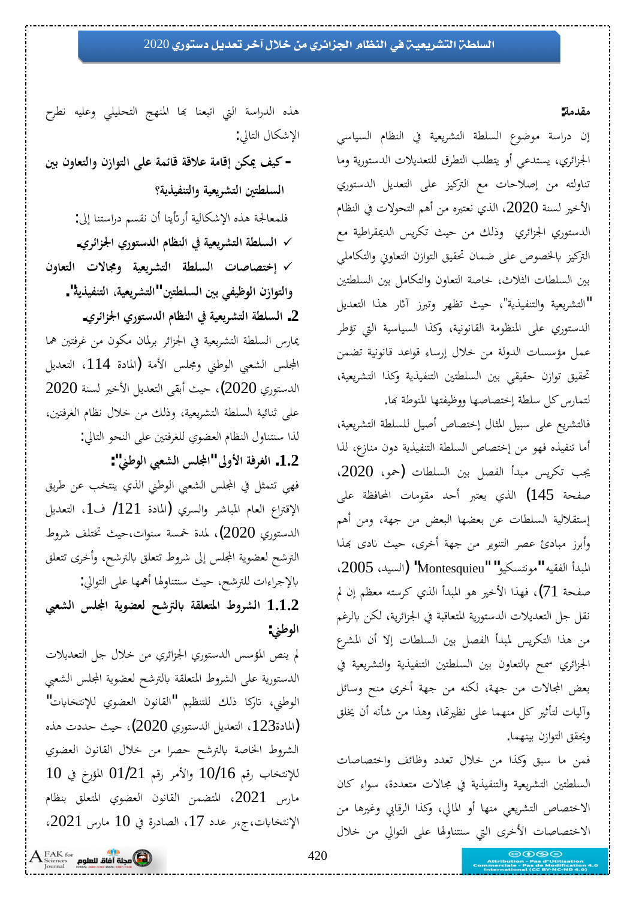**مقدمة:**

إن دراسة موضوع السلطة التشريعية في النظام السياسي الجزائري، يستدعي أو يتطلب التطرق للتعديلات الدستورية وما تناولته من إصلاحات مع التركيز على التعديل الدستوري الأخير لسنة 2020، الذي نعتبره من أهم التحولات في النظام الدستوري الجزائري وذلك من حيث تكريس الديمقراطية مع التركيز بالخصوص على ضمان تحقيق التوازن التعاوني والتكاملي بين السلطات الثلاث، خاصة التعاون والتكامل بين السلطتين "التشريعية والتنفيذية"، حيث تظهر وتبرز آثار هذا التعديل الدستوري على المنظومة القانونية، وكذا السياسية التي تؤطر عمل مؤسسات الدولة من خلال إرساء قواعد قانونية تضمن تحقيق توازن حقيقي بين السلطتين التنفيذية وكذا التشريعية، لتمارس كل سلطة إختصاصها ووظيفتها المنوطة بها.

فالتشريع على سبيل المثال إختصاص أصيل للسلطة التشريعية، أما تنفيذه فهو من إختصاص السلطة التنفيذية دون منازع، لذا يجب تكريس مبدأ الفصل بين السلطات (حمو، 2020، صفحة 145) الذي يعتبر أحد مقومات المحافظة على إستقلالية السلطات عن بعضها البعض من جهة، ومن أهم وأبرز مبادئ عصر التنوير من جهة أخرى، حيث نادى بهذا المبدأ الفقيه "مونتسكيو" "Montesquieu" (السيد، 2005، صفحة 71)، فهذا الأخير هو المبدأ الذي كرسته معظم إن لم نقل جل التعديلات الدستورية المتعاقبة في الجزائرية، لكن بالرغم من هذا التكريس لمبدأ الفصل بين السلطات إلا أن المشرع الجزائري سمح بالتعاون بين السلطتين التنفيذية والتشريعية في بعض المجالات من جهة، لكنه من جهة أخرى منح وسائل وآليات لتأثير كل منهما على نظيرتها، وهذا من شأنه أن يخلق ويحقق التوازن بينهما.

فمن ما سبق وكذا من خلال تعدد وظائف واختصاصات السلطتين التشريعية والتنفيذية في مجالات متعددة، سواء كان الاختصاص التشريعي منها أو المالي، وكذا الرقابي وغيرها من الاختصاصات الأخرى التي سنتناولها على التوالي من خلال هذه الدراسة التي اتبعنا بها المنهج التحليلي وعليه نطرح الإشكال التالي:

**- كيف يمكن إقامة علاقة قائمة على التوازن والتعاون بين السلطتين التشريعية والتنفيذية؟**

فلمعالجة هذه الإشكالية أرتأينا أن نقسم دراستنا إلى:

- ✓ **السلطة التشريعية في النظام الدستوري الجزائري.**
- ✓ **إختصاصات السلطة التشريعية ومجالات التعاون والتوازن الوظيفي بين السلطتين"التشريعية، التنفيذية".**

## 2. السلطة التشريعية في النظام الدستوري الجزائري.

يمارس السلطة التشريعية في الجزائر برلمان مكون من غرفتين هما المجلس الشعبي الوطني ومجلس الأمة (المادة 114، التعديل الدستوري 2020)، حيث أبقى التعديل الأخير لسنة 2020 على ثنائية السلطة التشريعية، وذلك من خلال نظام الغرفتين، لذا سنتناول النظام العضوي للغرفتين على النحو التالي:

### 1.2. الغرفة الأولى "المجلس الشعبي الوطني":

فهي تتمثل في المجلس الشعبي الوطني الذي ينتخب عن طريق الإقتراع العام المباشر والسري (المادة 121/ ف1، التعديل الدستوري 2020)، لمدة خمسة سنوات،حيث تختلف شروط الترشح لعضوية المجلس إلى شروط تتعلق بالترشح، وأخرى تتعلق بالإجراءات للترشح، حيث سنتناولها أهمها على التوالي:

#### 1.1.2 الشروط المتعلقة بالترشح لعضوية المجلس الشعبي الوطني:

لم ينص المؤسس الدستوري الجزائري من خلال جل التعديلات الدستورية على الشروط المتعلقة بالترشح لعضوية المجلس الشعبي الوطني، تاركا ذلك للتنظيم "القانون العضوي للإنتخابات" (المادة123، التعديل الدستوري 2020)، حيث حددت هذه الشروط الخاصة بالترشح حصرا من خلال القانون العضوي للإنتخاب رقم 10/16 والأمر رقم 01/21 المؤرخ في 10 مارس 2021، المتضمن القانون العضوي المتعلق بنظام الإنتخابات،ج،ر عدد 17، الصادرة في 10 مارس 2021،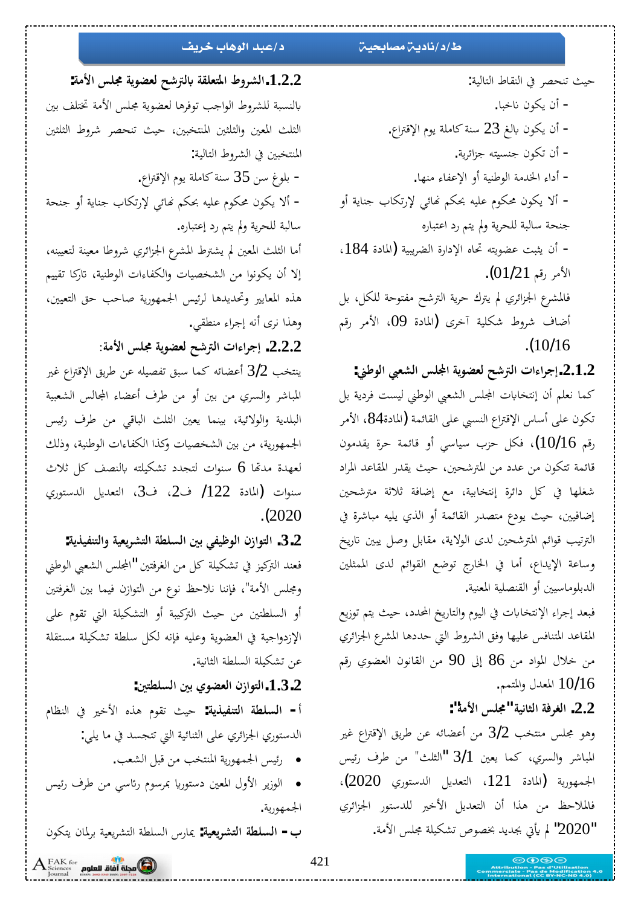حيث تنحصر في النقاط التالية:

- أن يكون ناخبا.
- أن يكون بالغ 23 سنة كاملة يوم الإقتراع.
- أن تكون جنسيته جزائرية.
- أداء الخدمة الوطنية أو الإعفاء منها.
- ألا يكون محكوم عليه بحكم نهائي لإرتكاب جناية أو جنحة سالبة للحرية ولم يتم رد اعتباره
- أن يثبت عضويته تجاه الإدارة الضريبية (المادة 184، الأمر رقم 01/21).

فالمشرع الجزائري لم يترك حرية الترشح مفتوحة للكل، بل أضاف شروط شكلية آخرى (المادة 09، الأمر رقم 10/16).

## 2.1.2. إجراءات الترشح لعضوية المجلس الشعبي الوطني:

كما نعلم أن إنتخابات المجلس الشعبي الوطني ليست فردية بل تكون على أساس الإقتراع النسبي على القائمة (المادة84، الأمر رقم 10/16)، فكل حزب سياسي أو قائمة حرة يقدمون قائمة تتكون من عدد من المترشحين، حيث يقدر المقاعد المراد شغلها في كل دائرة إنتخابية، مع إضافة ثلاثة مترشحين إضافيين، حيث يودع متصدر القائمة أو الذي يليه مباشرة في الترتيب قوائم المترشحين لدى الولاية، مقابل وصل يبين تاريخ وساعة الإيداع، أما في الخارج توضع القوائم لدى الممثلين الدبلوماسيين أو القنصلية المعنية.

فبعد إجراء الإنتخابات في اليوم والتاريخ المحدد، حيث يتم توزيع المقاعد المتنافس عليها وفق الشروط التي حددها المشرع الجزائري من خلال المواد من 86 إلى 90 من القانون العضوي رقم 10/16 المعدل والمتمم.

## 2.2. الغرفة الثانية"مجلس الأمة":

وهو مجلس منتخب 2/3 من أعضائه عن طريق الإقتراع غير المباشر والسري، كما يعين 1/3 "الثلث" من طرف رئيس الجمهورية (المادة 121، التعديل الدستوري 2020)، فالملاحظ من هذا أن التعديل الأخير للدستور الجزائري "2020" لم يأتي بجديد بخصوص تشكيلة مجلس الأمة.

## 1.2.2. الشروط المتعلقة بالترشح لعضوية مجلس الأمة:

بالنسبة للشروط الواجب توفرها لعضوية مجلس الأمة تختلف بين الثلث المعين والثلثين المنتخبين، حيث تنحصر شروط الثلثين المنتخبين في الشروط التالية:

- بلوغ سن 35 سنة كاملة يوم الإقتراع.
- ألا يكون محكوم عليه بحكم نهائي لإرتكاب جناية أو جنحة سالبة للحرية ولم يتم رد إعتباره.

أما الثلث المعين لم يشترط المشرع الجزائري شروطا معينة لتعيينه، إلا أن يكونوا من الشخصيات والكفاءات الوطنية، تاركا تقييم هذه المعايير وتحديدها لرئيس الجمهورية صاحب حق التعيين، وهذا نرى أنه إجراء منطقي.

## 2.2.2. إجراءات الترشح لعضوية مجلس الأمة:

ينتخب 2/3 أعضائه كما سبق تفصيله عن طريق الإقتراع غير المباشر والسري من بين أو من طرف أعضاء المجالس الشعبية البلدية والولائية، بينما يعين الثلث الباقي من طرف رئيس الجمهورية، من بين الشخصيات وكذا الكفاءات الوطنية، وذلك لعهدة مدتها 6 سنوات لتجدد تشكيلته بالنصف كل ثلاث سنوات (المادة 122/ ف2، ف3، التعديل الدستوري 2020).

## 3.2. التوازن الوظيفي بين السلطة التشريعية والتنفيذية:

فعند التركيز في تشكيلة كل من الغرفتين "المجلس الشعبي الوطني ومجلس الأمة"، فإننا نلاحظ نوع من التوازن فيما بين الغرفتين أو السلطتين من حيث التركيبة أو التشكيلة التي تقوم على الإزدواجية في العضوية وعليه فإنه لكل سلطة تشكيلة مستقلة عن تشكيلة السلطة الثانية.

## 1.3.2. التوازن العضوي بين السلطتين:

**أ- السلطة التنفيذية:** حيث تقوم هذه الأخير في النظام الدستوري الجزائري على الثنائية التي تتجسد في ما يلي:

- رئيس الجمهورية المنتخب من قبل الشعب.
- الوزير الأول المعين دستوريا بمرسوم رئاسي من طرف رئيس الجمهورية.

**ب- السلطة التشريعية:** يمارس السلطة التشريعية برلمان يتكون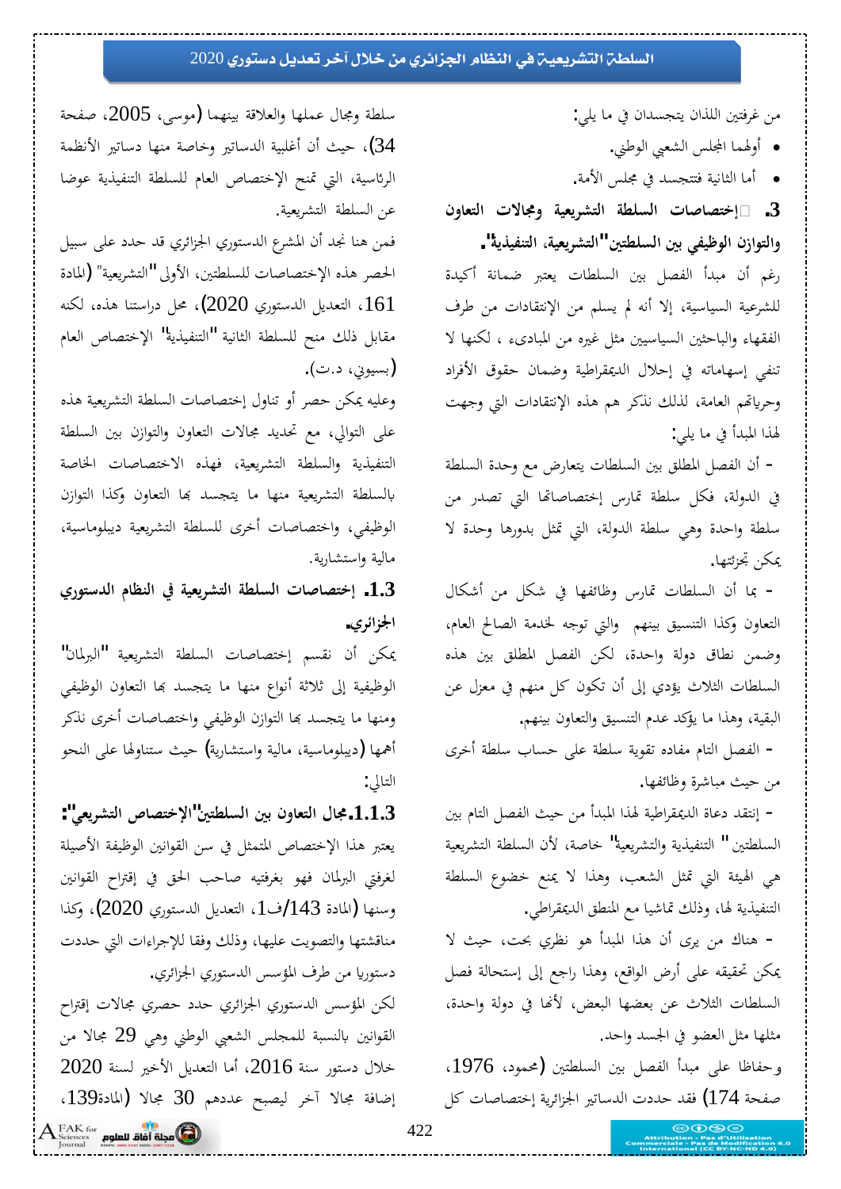من غرفتين اللذان يتجسدان في ما يلي:

- أولهما المجلس الشعبي الوطني.
- أما الثانية فتتجسد في مجلس الأمة.

### 3. إختصاصات السلطة التشريعية ومجالات التعاون والتوازن الوظيفي بين السلطتين"التشريعية، التنفيذية".

رغم أن مبدأ الفصل بين السلطات يعتبر ضمانة أكيدة للشرعية السياسية، إلا أنه لم يسلم من الإنتقادات من طرف الفقهاء والباحثين السياسيين مثل غيره من المبادىء ، لكنها لا تنفي إسهاماته في إحلال الديمقراطية وضمان حقوق الأفراد وحرياتهم العامة، لذلك نذكر هم هذه الإنتقادات التي وجهت لهذا المبدأ في ما يلي:

- أن الفصل المطلق بين السلطات يتعارض مع وحدة السلطة في الدولة، فكل سلطة تمارس إختصاصاتها التي تصدر من سلطة واحدة وهي سلطة الدولة، التي تمثل بدورها وحدة لا يمكن تجزئتها.
- بما أن السلطات تمارس وظائفها في شكل من أشكال التعاون وكذا التنسيق بينهم والتي توجه لخدمة الصالح العام، وضمن نطاق دولة واحدة، لكن الفصل المطلق بين هذه السلطات الثلاث يؤدي إلى أن تكون كل منهم في معزل عن البقية، وهذا ما يؤكد عدم التنسيق والتعاون بينهم.
- الفصل التام مفاده تقوية سلطة على حساب سلطة أخرى من حيث مباشرة وظائفها.
- إنتقد دعاة الديمقراطية لهذا المبدأ من حيث الفصل التام بين السلطتين " التنفيذية والتشريعية" خاصة، لأن السلطة التشريعية هي الهيئة التي تمثل الشعب، وهذا لا يمنع خضوع السلطة التنفيذية لها، وذلك تماشيا مع المنطق الديمقراطي.
- هناك من يرى أن هذا المبدأ هو نظري بحت، حيث لا يمكن تحقيقه على أرض الواقع، وهذا راجع إلى إستحالة فصل السلطات الثلاث عن بعضها البعض، لأنها في دولة واحدة، مثلها مثل العضو في الجسد واحد.

وحفاظا على مبدأ الفصل بين السلطتين (محمود، 1976، صفحة 174) فقد حددت الدساتير الجزائرية إختصاصات كل سلطة ومجال عملها والعلاقة بينهما (موسى، 2005، صفحة 34)، حيث أن أغلبية الدساتير وخاصة منها دساتير الأنظمة الرئاسية، التي تمنح الإختصاص العام للسلطة التنفيذية عوضا عن السلطة التشريعية.

فمن هنا نجد أن المشرع الدستوري الجزائري قد حدد على سبيل الحصر هذه الإختصاصات للسلطتين، الأولى "التشريعية" (المادة 161، التعديل الدستوري 2020)، محل دراستنا هذه، لكنه مقابل ذلك منح للسلطة الثانية "التنفيذية" الإختصاص العام (بسيوني، د.ت).

وعليه يمكن حصر أو تناول إختصاصات السلطة التشريعية هذه على التوالي، مع تحديد مجالات التعاون والتوازن بين السلطة التنفيذية والسلطة التشريعية، فهذه الاختصاصات الخاصة بالسلطة التشريعية منها ما يتجسد بها التعاون وكذا التوازن الوظيفي، واختصاصات أخرى للسلطة التشريعية ديبلوماسية، مالية واستشارية.

#### 1.3. إختصاصات السلطة التشريعية في النظام الدستوري الجزائري.

يمكن أن نقسم إختصاصات السلطة التشريعية "البرلمان" الوظيفية إلى ثلاثة أنواع منها ما يتجسد بها التعاون الوظيفي ومنها ما يتجسد بها التوازن الوظيفي واختصاصات أخرى نذكر أهمها (ديبلوماسية، مالية واستشارية) حيث ستناولها على النحو التالي:

##### 1.1.3. مجال التعاون بين السلطتين"الإختصاص التشريعي":

يعتبر هذا الإختصاص المتمثل في سن القوانين الوظيفة الأصيلة لغرفتي البرلمان فهو بغرفتيه صاحب الحق في إقتراح القوانين وسنها (المادة 143/ف1، التعديل الدستوري 2020)، وكذا مناقشتها والتصويت عليها، وذلك وفقا للإجراءات التي حددت دستوريا من طرف المؤسس الدستوري الجزائري.

لكن المؤسس الدستوري الجزائري حدد حصري مجالات إقتراح القوانين بالنسبة للمجلس الشعبي الوطني وهي 29 مجالا من خلال دستور سنة 2016، أما التعديل الأخير لسنة 2020 إضافة مجالا آخر ليصبح عددهم 30 مجالا (المادة139،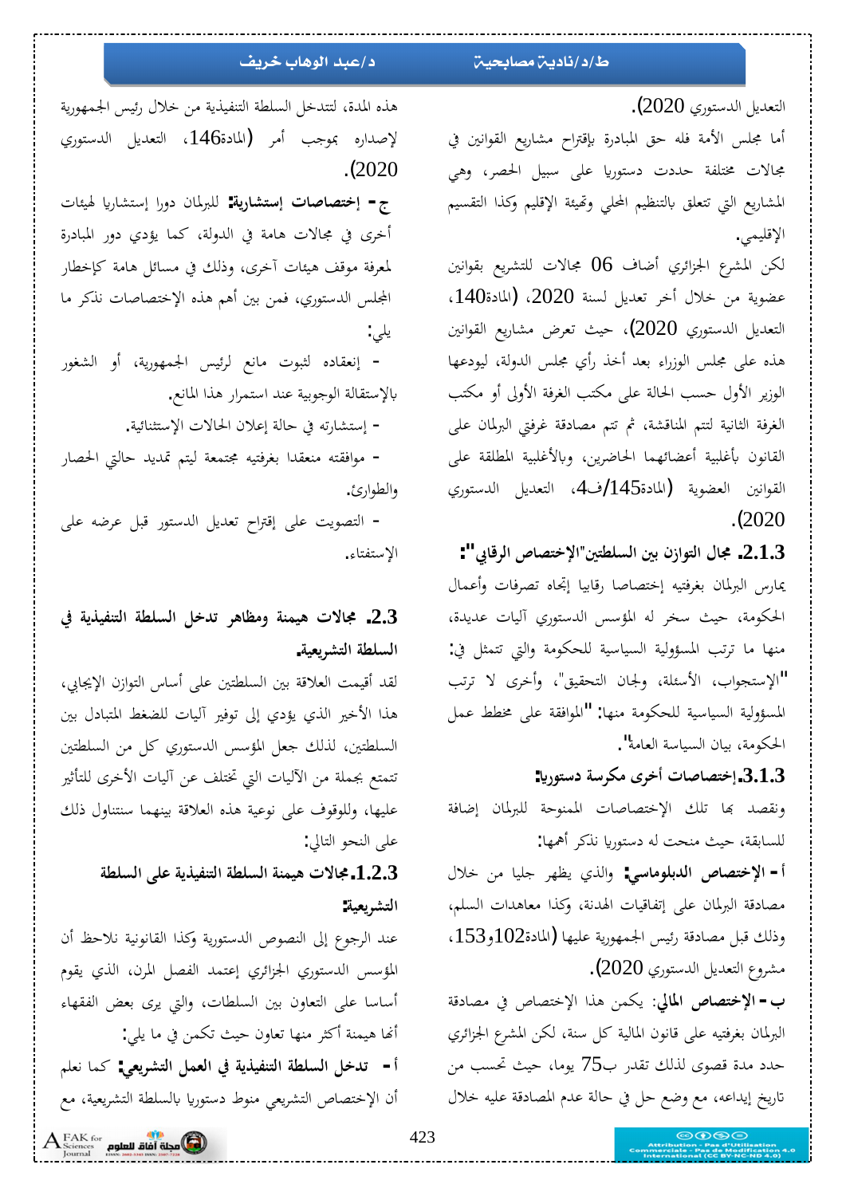التعديل الدستوري 2020).

أما مجلس الأمة فله حق المبادرة بإقتراح مشاريع القوانين في مجالات مختلفة حددت دستوريا على سبيل الحصر، وهي المشاريع التي تتعلق بالتنظيم المحلي وتهيئة الإقليم وكذا التقسيم الإقليمي.

لكن المشرع الجزائري أضاف 06 مجالات للتشريع بقوانين عضوية من خلال أخر تعديل لسنة 2020، (المادة140، التعديل الدستوري 2020)، حيث تعرض مشاريع القوانين هذه على مجلس الوزراء بعد أخذ رأي مجلس الدولة، ليودعها الوزير الأول حسب الحالة على مكتب الغرفة الأولى أو مكتب الغرفة الثانية لتتم المناقشة، ثم تتم مصادقة غرفتي البرلمان على القانون بأغلبية أعضائهما الحاضرين، وبالأغلبية المطلقة على القوانين العضوية (المادة145/ف4، التعديل الدستوري 2020).

### 2.1.3. مجال التوازن بين السلطتين"الإختصاص الرقابي":

يمارس البرلمان بغرفتيه إختصاصا رقابيا إتجاه تصرفات وأعمال الحكومة، حيث سخر له المؤسس الدستوري آليات عديدة، منها ما ترتب المسؤولية السياسية للحكومة والتي تتمثل في: "الإستجواب، الأسئلة، ولجان التحقيق"، وأخرى لا ترتب المسؤولية السياسية للحكومة منها: "الموافقة على مخطط عمل الحكومة، بيان السياسة العامة".

### 3.1.3. إختصاصات أخرى مكرسة دستوريا:

ونقصد بها تلك الإختصاصات الممنوحة للبرلمان إضافة للسابقة، حيث منحت له دستوريا نذكر أهمها:

**أ- الإختصاص الدبلوماسي:** والذي يظهر جليا من خلال مصادقة البرلمان على إتفاقيات الهدنة، وكذا معاهدات السلم، وذلك قبل مصادقة رئيس الجمهورية عليها (المادة102و153، مشروع التعديل الدستوري 2020).

**ب- الإختصاص المالي:** يكمن هذا الإختصاص في مصادقة البرلمان بغرفتيه على قانون المالية كل سنة، لكن المشرع الجزائري حدد مدة قصوى لذلك تقدر ب75 يوما، حيث تحسب من تاريخ إيداعه، مع وضع حل في حالة عدم المصادقة عليه خلال هذه المدة، لتتدخل السلطة التنفيذية من خلال رئيس الجمهورية لإصداره بموجب أمر (المادة146، التعديل الدستوري 2020).

**ج- إختصاصات إستشارية:** للبرلمان دورا إستشاريا لهيئات أخرى في مجالات هامة في الدولة، كما يؤدي دور المبادرة لمعرفة موقف هيئات آخرى، وذلك في مسائل هامة كإخطار المجلس الدستوري، فمن بين أهم هذه الإختصاصات نذكر ما يلي:

- إنعقاده لثبوت مانع لرئيس الجمهورية، أو الشغور بالإستقالة الوجوبية عند استمرار هذا المانع.
- إستشارته في حالة إعلان الحالات الإستثنائية.
- موافقته منعقدا بغرفتيه مجتمعة ليتم تمديد حالتي الحصار والطوارئ.
- التصويت على إقتراح تعديل الدستور قبل عرضه على الإستفتاء.

## 2.3. مجالات هيمنة ومظاهر تدخل السلطة التنفيذية في السلطة التشريعية.

لقد أقيمت العلاقة بين السلطتين على أساس التوازن الإيجابي، هذا الأخير الذي يؤدي إلى توفير آليات للضغط المتبادل بين السلطتين، لذلك جعل المؤسس الدستوري كل من السلطتين تتمتع بجملة من الآليات التي تختلف عن آليات الأخرى للتأثير عليها، وللوقوف على نوعية هذه العلاقة بينهما سنتناول ذلك على النحو التالي:

### 1.2.3. مجالات هيمنة السلطة التنفيذية على السلطة التشريعية:

عند الرجوع إلى النصوص الدستورية وكذا القانونية نلاحظ أن المؤسس الدستوري الجزائري إعتمد الفصل المرن، الذي يقوم أساسا على التعاون بين السلطات، والتي يرى بعض الفقهاء أنها هيمنة أكثر منها تعاون حيث تكمن في ما يلي:

**أ- تدخل السلطة التنفيذية في العمل التشريعي:** كما نعلم أن الإختصاص التشريعي منوط دستوريا بالسلطة التشريعية، مع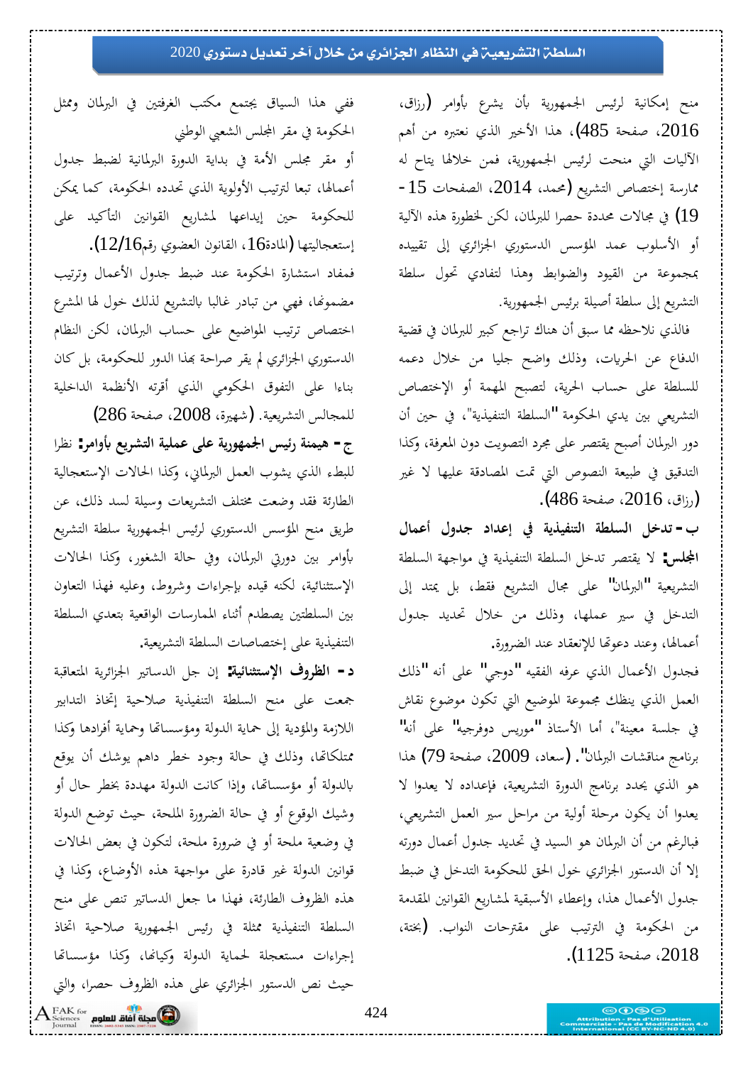منح إمكانية لرئيس الجمهورية بأن يشرع بأوامر (رزاق، 2016، صفحة 485)، هذا الأخير الذي نعتبره من أهم الآليات التي منحت لرئيس الجمهورية، فمن خلالها يتاح له ممارسة إختصاص التشريع (محمد، 2014، الصفحات 15-19) في مجالات محددة حصرا للبرلمان، لكن لخطورة هذه الآلية أو الأسلوب عمد المؤسس الدستوري الجزائري إلى تقييده بمجموعة من القيود والضوابط وهذا لتفادي تحول سلطة التشريع إلى سلطة أصيلة برئيس الجمهورية.

فالذي نلاحظه مما سبق أن هناك تراجع كبير للبرلمان في قضية الدفاع عن الحريات، وذلك واضح جليا من خلال دعمه للسلطة على حساب الحرية، لتصبح المهمة أو الإختصاص التشريعي بين يدي الحكومة "السلطة التنفيذية"، في حين أن دور البرلمان أصبح يقتصر على مجرد التصويت دون المعرفة، وكذا التدقيق في طبيعة النصوص التي تمت المصادقة عليها لا غير (رزاق، 2016، صفحة 486).

**ب- تدخل السلطة التنفيذية في إعداد جدول أعمال المجلس:** لا يقتصر تدخل السلطة التنفيذية في مواجهة السلطة التشريعية "البرلمان" على مجال التشريع فقط، بل يمتد إلى التدخل في سير عملها، وذلك من خلال تحديد جدول أعمالها، وعند دعوتها للإنعقاد عند الضرورة.

فجدول الأعمال الذي عرفه الفقيه "دوجي" على أنه "ذلك العمل الذي ينظك مجموعة المواضيع التي تكون موضوع نقاش في جلسة معينة"، أما الأستاذ "موريس دوفرجية" على أنه" برنامج مناقشات البرلمان". (سعاد، 2009، صفحة 79) هذا هو الذي يحدد برنامج الدورة التشريعية، فإعداده لا يعدوا لا يعدوا أن يكون مرحلة أولية من مراحل سير العمل التشريعي، فبالرغم من أن البرلمان هو السيد في تحديد جدول أعمال دورته إلا أن الدستور الجزائري خول الحق للحكومة التدخل في ضبط جدول الأعمال هذا، وإعطاء الأسبقية لمشاريع القوانين المقدمة من الحكومة في الترتيب على مقترحات النواب. (بختة، 2018، صفحة 1125).

ففي هذا السياق يجتمع مكتب الغرفتين في البرلمان وممثل الحكومة في مقر المجلس الشعبي الوطني

أو مقر مجلس الأمة في بداية الدورة البرلمانية لضبط جدول أعمالها، تبعا لترتيب الأولوية الذي تحدده الحكومة، كما يمكن للحكومة حين إيداعها لمشاريع القوانين التأكيد على إستعجاليتها (المادة16، القانون العضوي رقم12/16).

فمفاد استشارة الحكومة عند ضبط جدول الأعمال وترتيب مضمونها، فهي من تبادر غالبا بالتشريع لذلك خول لها المشرع اختصاص ترتيب المواضيع على حساب البرلمان، لكن النظام الدستوري الجزائري لم يقر صراحة بهذا الدور للحكومة، بل كان بناءا على التفوق الحكومي الذي أقرته الأنظمة الداخلية للمجالس التشريعية. (شهيرة، 2008، صفحة 286)

**ج- هيمنة رئيس الجمهورية على عملية التشريع بأوامر:** نظرا للبطء الذي يشوب العمل البرلماني، وكذا الحالات الإستعجالية الطارئة فقد وضعت مختلف التشريعات وسيلة لسد ذلك، عن طريق منح المؤسس الدستوري لرئيس الجمهورية سلطة التشريع بأوامر بين دورتي البرلمان، وفي حالة الشغور، وكذا الحالات الإستثنائية، لكنه قيده بإجراءات وشروط، وعليه فهذا التعاون بين السلطتين يصطدم أثناء الممارسات الواقعية بتعدي السلطة التنفيذية على إختصاصات السلطة التشريعية.

**د- الظروف الإستثنائية:** إن جل الدساتير الجزائرية المتعاقبة جمعت على منح السلطة التنفيذية صلاحية إتخاذ التدابير اللازمة والمؤدية إلى حماية الدولة ومؤسساتها وحماية أفرادها وكذا ممتلكاتها، وذلك في حالة وجود خطر داهم يوشك أن يوقع بالدولة أو مؤسساتها، وإذا كانت الدولة مهددة بخطر حال أو وشيك الوقوع أو في حالة الضرورة الملحة، حيث توضع الدولة في وضعية ملحة أو في ضرورة ملحة، لتكون في بعض الحالات قوانين الدولة غير قادرة على مواجهة هذه الأوضاع، وكذا في هذه الظروف الطارئة، فهذا ما جعل الدساتير تنص على منح السلطة التنفيذية ممثلة في رئيس الجمهورية صلاحية اتخاذ إجراءات مستعجلة لحماية الدولة وكيانها، وكذا مؤسساتها حيث نص الدستور الجزائري على هذه الظروف حصرا، والتي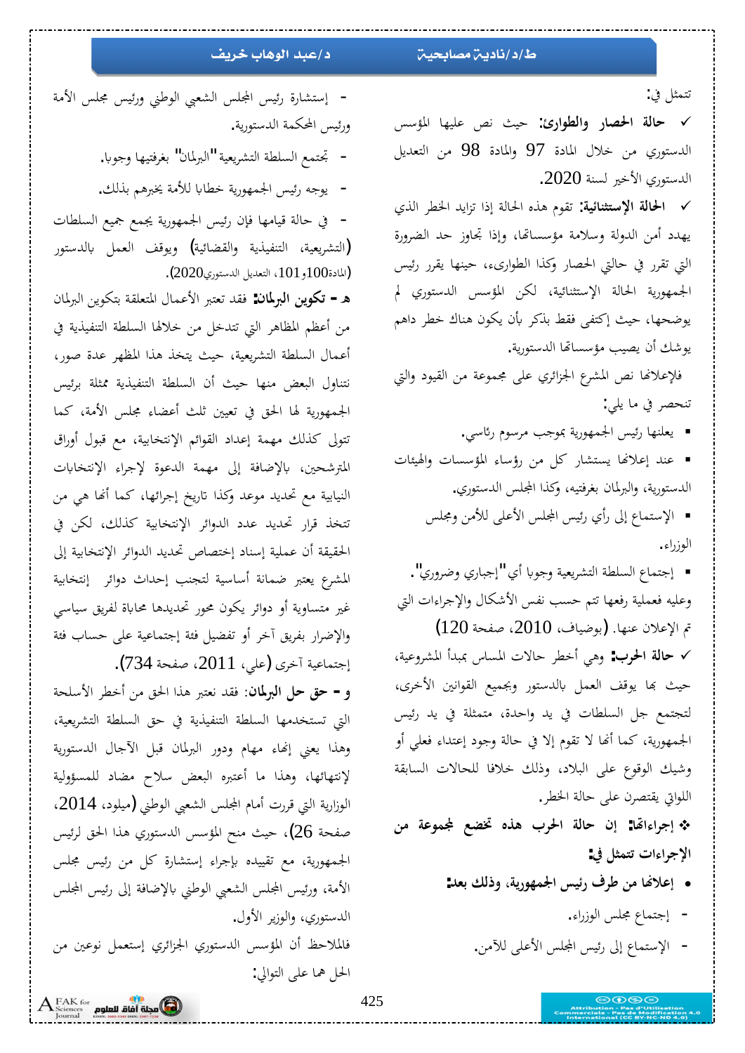تتمثل في:

✓ **حالة الحصار والطوارئ:** حيث نص عليها المؤسس الدستوري من خلال المادة 97 والمادة 98 من التعديل الدستوري الأخير لسنة 2020.

✓ **الحالة الإستثنائية:** تقوم هذه الحالة إذا تزايد الخطر الذي يهدد أمن الدولة وسلامة مؤسساتها، وإذا تجاوز حد الضرورة التي تقرر في حالتي الحصار وكذا الطوارىء، حينها يقرر رئيس الجمهورية الحالة الإستثنائية، لكن المؤسس الدستوري لم يوضحها، حيث إكتفى فقط بذكر بأن يكون هناك خطر داهم يوشك أن يصيب مؤسساتها الدستورية.

فلإعلانها نص المشرع الجزائري على مجموعة من القيود والتي تنحصر في ما يلي:

- يعلنها رئيس الجمهورية بموجب مرسوم رئاسي.
- عند إعلانها يستشار كل من رؤساء المؤسسات والهيئات الدستورية، والبرلمان بغرفتيه، وكذا المجلس الدستوري.
- الإستماع إلى رأي رئيس المجلس الأعلى للأمن ومجلس الوزراء.
- إجتماع السلطة التشريعية وجوبا أي "إجباري وضروري".

وعليه فعملية رفعها تتم حسب نفس الأشكال والإجراءات التي تم الإعلان عنها. (بوضياف، 2010، صفحة 120)

✓ **حالة الحرب:** وهي أخطر حالات المساس بمبدأ المشروعية، حيث بها يوقف العمل بالدستور وبجميع القوانين الأخرى، لتجتمع جل السلطات في يد واحدة، متمثلة في يد رئيس الجمهورية، كما أنها لا تقوم إلا في حالة وجود إعتداء فعلي أو وشيك الوقوع على البلاد، وذلك خلافا للحالات السابقة اللواتي يقتصرن على حالة الخطر.

❖ **إجراءاتها: إن حالة الحرب هذه تخضع لمجموعة من الإجراءات تتمثل في:**

- **إعلانها من طرف رئيس الجمهورية، وذلك بعد:**
  - إجتماع مجلس الوزراء.
  - الإستماع إلى رئيس المجلس الأعلى للآمن.
  - إستشارة رئيس المجلس الشعبي الوطني ورئيس مجلس الأمة ورئيس المحكمة الدستورية.
  - تجتمع السلطة التشريعية "البرلمان" بغرفتيها وجوبا.
  - يوجه رئيس الجمهورية خطابا للأمة يخبرهم بذلك.
  - في حالة قيامها فإن رئيس الجمهورية يجمع جميع السلطات (التشريعية، التنفيذية والقضائية) ويوقف العمل بالدستور (المادة100و101، التعديل الدستوري2020).

**هـ - تكوين البرلمان:** فقد تعتبر الأعمال المتعلقة بتكوين البرلمان من أعظم المظاهر التي تتدخل من خلالها السلطة التنفيذية في أعمال السلطة التشريعية، حيث يتخذ هذا المظهر عدة صور، نتناول البعض منها حيث أن السلطة التنفيذية ممثلة برئيس الجمهورية لها الحق في تعيين ثلث أعضاء مجلس الأمة، كما تتولى كذلك مهمة إعداد القوائم الإنتخابية، مع قبول أوراق المترشحين، بالإضافة إلى مهمة الدعوة لإجراء الإنتخابات النيابية مع تحديد موعد وكذا تاريخ إجرائها، كما أنها هي من تتخذ قرار تحديد عدد الدوائر الإنتخابية كذلك، لكن في الحقيقة أن عملية إسناد إختصاص تحديد الدوائر الإنتخابية إلى المشرع يعتبر ضمانة أساسية لتجنب إحداث دوائر إنتخابية غير متساوية أو دوائر يكون محور تحديدها محاباة لفريق سياسي والإضرار بفريق آخر أو تفضيل فئة إجتماعية على حساب فئة إجتماعية آخرى (علي، 2011، صفحة 734).

**و - حق حل البرلمان**: فقد نعتبر هذا الحق من أخطر الأسلحة التي تستخدمها السلطة التنفيذية في حق السلطة التشريعية، وهذا يعني إنهاء مهام ودور البرلمان قبل الآجال الدستورية لإنتهائها، وهذا ما أعتبره البعض سلاح مضاد للمسؤولية الوزارية التي قررت أمام المجلس الشعبي الوطني (ميلود، 2014، صفحة 26)، حيث منح المؤسس الدستوري هذا الحق لرئيس الجمهورية، مع تقييده بإجراء إستشارة كل من رئيس مجلس الأمة، ورئيس المجلس الشعبي الوطني بالإضافة إلى رئيس المجلس الدستوري، والوزير الأول.

فالملاحظ أن المؤسس الدستوري الجزائري إستعمل نوعين من الحل هما على التوالي: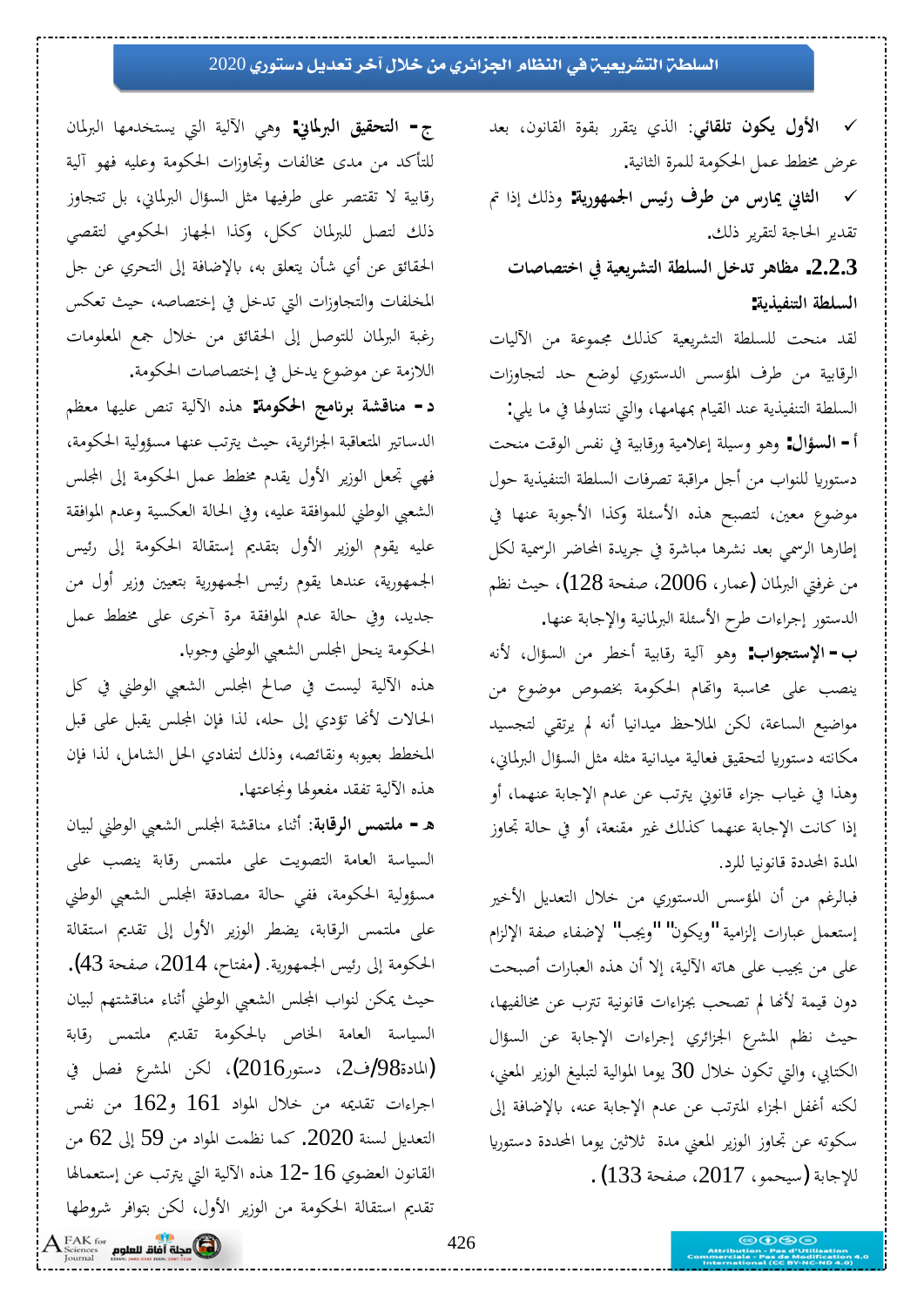✓ **الأول يكون تلقائي**: الذي يتقرر بقوة القانون، بعد عرض مخطط عمل الحكومة للمرة الثانية.

✓ **الثاني يمارس من طرف رئيس الجمهورية**: وذلك إذا تم تقدير الحاجة لتقرير ذلك.

### 2.2.3. مظاهر تدخل السلطة التشريعية في اختصاصات السلطة التنفيذية:

لقد منحت للسلطة التشريعية كذلك مجموعة من الآليات الرقابية من طرف المؤسس الدستوري لوضع حد لتجاوزات السلطة التنفيذية عند القيام بمهامها، والتي نتناولها في ما يلي:

**أ – السؤال**: وهو وسيلة إعلامية ورقابية في نفس الوقت منحت دستوريا للنواب من أجل مراقبة تصرفات السلطة التنفيذية حول موضوع معين، لتصبح هذه الأسئلة وكذا الأجوبة عنها في إطارها الرسمي بعد نشرها مباشرة في جريدة المحاضر الرسمية لكل من غرفتي البرلمان (عمار، 2006، صفحة 128)، حيث نظم الدستور إجراءات طرح الأسئلة البرلمانية والإجابة عنها.

**ب – الإستجواب**: وهو آلية رقابية أخطر من السؤال، لأنه ينصب على محاسبة واتهام الحكومة بخصوص موضوع من مواضيع الساعة، لكن الملاحظ ميدانيا أنه لم يرتقي لتجسيد مكانته دستوريا لتحقيق فعالية ميدانية مثله مثل السؤال البرلماني، وهذا في غياب جزاء قانوني يترتب عن عدم الإجابة عنهما، أو إذا كانت الإجابة عنهما كذلك غير مقنعة، أو في حالة تجاوز المدة المحددة قانونيا للرد.

فبالرغم من أن المؤسس الدستوري من خلال التعديل الأخير إستعمل عبارات إلزامية "ويكون" "ويجب" لإضفاء صفة الإلزام على من يجيب على هاته الآلية، إلا أن هذه العبارات أصبحت دون قيمة لأنها لم تصحب بجزاءات قانونية تترب عن مخالفيها، حيث نظم المشرع الجزائري إجراءات الإجابة عن السؤال الكتابي، والتي تكون خلال 30 يوما الموالية لتبليغ الوزير المعني، لكنه أغفل الجزاء المترتب عن عدم الإجابة عنه، بالإضافة إلى سكوته عن تجاوز الوزير المعني مدة ثلاثين يوما المحددة دستوريا للإجابة (سيحمو، 2017، صفحة 133) .

**ج – التحقيق البرلماني**: وهي الآلية التي يستخدمها البرلمان للتأكد من مدى مخالفات وتجاوزات الحكومة وعليه فهو آلية رقابية لا تقتصر على طرفيها مثل السؤال البرلماني، بل تتجاوز ذلك لتصل للبرلمان ككل، وكذا الجهاز الحكومي لتقصي الحقائق عن أي شأن يتعلق به، بالإضافة إلى التحري عن جل المخلفات والتجاوزات التي تدخل في إختصاصه، حيث تعكس رغبة البرلمان للتوصل إلى الحقائق من خلال جمع المعلومات اللازمة عن موضوع يدخل في إختصاصات الحكومة.

**د – مناقشة برنامج الحكومة**: هذه الآلية تنص عليها معظم الدساتير المتعاقبة الجزائرية، حيث يترتب عنها مسؤولية الحكومة، فهي تجعل الوزير الأول يقدم مخطط عمل الحكومة إلى المجلس الشعبي الوطني للموافقة عليه، وفي الحالة العكسية وعدم الموافقة عليه يقوم الوزير الأول بتقديم إستقالة الحكومة إلى رئيس الجمهورية، عندها يقوم رئيس الجمهورية بتعيين وزير أول من جديد، وفي حالة عدم الموافقة مرة أخرى على مخطط عمل الحكومة ينحل المجلس الشعبي الوطني وجوبا.

هذه الآلية ليست في صالح المجلس الشعبي الوطني في كل الحالات لأنها تؤدي إلى حله، لذا فإن المجلس يقبل على قبل المخطط بعيوبه ونقائصه، وذلك لتفادي الحل الشامل، لذا فإن هذه الآلية تفقد مفعولها ونجاعتها.

**ه – ملتمس الرقابة**: أثناء مناقشة المجلس الشعبي الوطني لبيان السياسة العامة التصويت على ملتمس رقابة ينصب على مسؤولية الحكومة، ففي حالة مصادقة المجلس الشعبي الوطني على ملتمس الرقابة، يضطر الوزير الأول إلى تقديم استقالة الحكومة إلى رئيس الجمهورية. (مفتاح، 2014، صفحة 43). حيث يمكن لنواب المجلس الشعبي الوطني أثناء مناقشتهم لبيان السياسة العامة الخاص بالحكومة تقديم ملتمس رقابة (المادة98/ف2، دستور2016)، لكن المشرع فصل في إجراءات تقديمه من خلال المواد 161 و162 من نفس التعديل لسنة 2020. كما نظمت المواد من 59 إلى 62 من القانون العضوي 16-12 هذه الآلية التي يترتب عن إستعمالها تقديم استقالة الحكومة من الوزير الأول، لكن بتوافر شروطها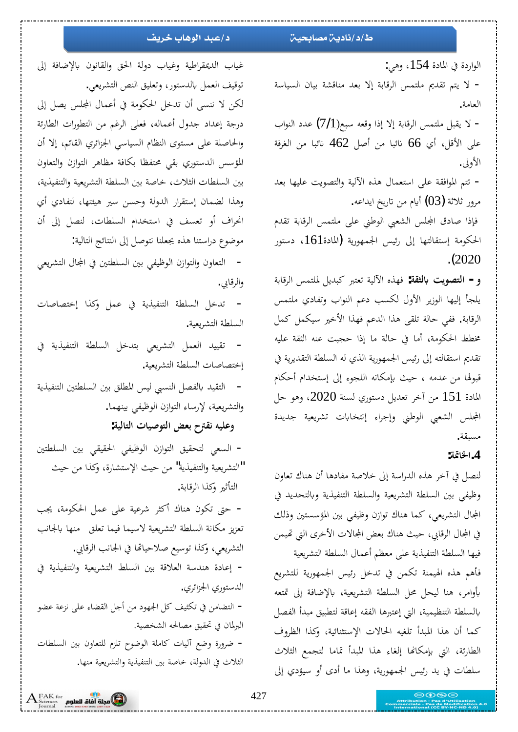الواردة في المادة 154، وهي:

- لا يتم تقديم ملتمس الرقابة إلا بعد مناقشة بيان السياسة العامة.

- لا يقبل ملتمس الرقابة إلا إذا وقعه سبع(7/1) عدد النواب على الأقل، أي 66 نائبا من أصل 462 نائبا من الغرفة الأولى.

- تتم الموافقة على استعمال هذه الآلية والتصويت عليها بعد مرور ثلاثة (03) أيام من تاريخ ايداعه.

فإذا صادق المجلس الشعبي الوطني على ملتمس الرقابة تقدم الحكومة إستقالتها إلى رئيس الجمهورية (المادة161، دستور 2020).

**و - التصويت بالثقة:** فهذه الآلية تعتبر كبديل لملتمس الرقابة يلجأ إليها الوزير الأول لكسب دعم النواب وتفادي ملتمس الرقابة. ففي حالة تلقى هذا الدعم فهذا الأخير سيكمل كمل مخطط الحكومة، أما في حالة ما إذا حجبت عنه الثقة عليه تقديم استقالته إلى رئيس الجمهورية الذي له السلطة التقديرية في قبولها من عدمه ، حيث بإمكانه اللجوء إلى إستخدام أحكام المادة 151 من آخر تعديل دستوري لسنة 2020، وهو حل المجلس الشعبي الوطني وإجراء إنتخابات تشريعية جديدة مسبقة.

## 4.الخاتمة:

لنصل في آخر هذه الدراسة إلى خلاصة مفادها أن هناك تعاون وظيفي بين السلطة التشريعية والسلطة التنفيذية وبالتحديد في المجال التشريعي، كما هناك توازن وظيفي بين المؤسستين وذلك في المجال الرقابي، حيث هناك بعض المجالات الأخرى التي تهيمن فيها السلطة التنفيذية على معظم أعمال السلطة التشريعية

فأهم هذه الهيمنة تكمن في تدخل رئيس الجمهورية للتشريع بأوامر، هنا ليحل محل السلطة التشريعية، بالإضافة إلى تمتعه بالسلطة التنظيمية، التي إعتبرها الفقه إعاقة لتطبيق مبدأ الفصل كما أن هذا المبدأ تلغيه الحالات الإستثنائية، وكذا الظروف الطارئة، التي بإمكانها إلغاء هذا المبدأ تماما لتجمع الثلاث سلطات في يد رئيس الجمهورية، وهذا ما أدى أو سيؤدي إلى غياب الديمقراطية وغياب دولة الحق والقانون بالإضافة إلى توقيف العمل بالدستور، وتعليق النص التشريعي.

لكن لا ننسى أن تدخل الحكومة في أعمال المجلس يصل إلى درجة إعداد جدول أعماله، فعلى الرغم من التطورات الطارئة والحاصلة على مستوى النظام السياسي الجزائري القائم، إلا أن المؤسس الدستوري بقي محتفظا بكافة مظاهر التوازن والتعاون بين السلطات الثلاث، خاصة بين السلطة التشريعية والتنفيذية، وهذا لضمان إستقرار الدولة وحسن سير هيئتها، لتفادي أي انحراف أو تعسف في استخدام السلطات، لنصل إلى أن موضوع دراستنا هذه يجعلنا نتوصل إلى النتائج التالية:

- التعاون والتوازن الوظيفي بين السلطتين في المجال التشريعي والرقابي.

- تدخل السلطة التنفيذية في عمل وكذا إختصاصات السلطة التشريعية.

- تقييد العمل التشريعي بتدخل السلطة التنفيذية في إختصاصات السلطة التشريعية.

- التقيد بالفصل النسبي ليس المطلق بين السلطتين التنفيذية والتشريعية، لإرساء التوازن الوظيفي بينهما.

### وعليه نقترح بعض التوصيات التالية:

- السعي لتحقيق التوازن الوظيفي الحقيقي بين السلطتين "التشريعية والتنفيذية" من حيث الإستشارة، وكذا من حيث التأثير وكذا الرقابة.

- حتى تكون هناك أكثر شرعية على عمل الحكومة، يجب تعزيز مكانة السلطة التشريعية لاسيما فيما تعلق منها بالجانب التشريعي، وكذا توسيع صلاحياتها في الجانب الرقابي.

- إعادة هندسة العلاقة بين السلط التشريعية والتنفيذية في الدستوري الجزائري.

- التضامن في تكثيف كل الجهود من أجل القضاء على نزعة عضو البرلمان في تحقيق مصالحه الشخصية.

- ضرورة وضع آليات كاملة الوضوح تلزم للتعاون بين السلطات الثلاث في الدولة، خاصة بين التنفيذية والتشريعية منها.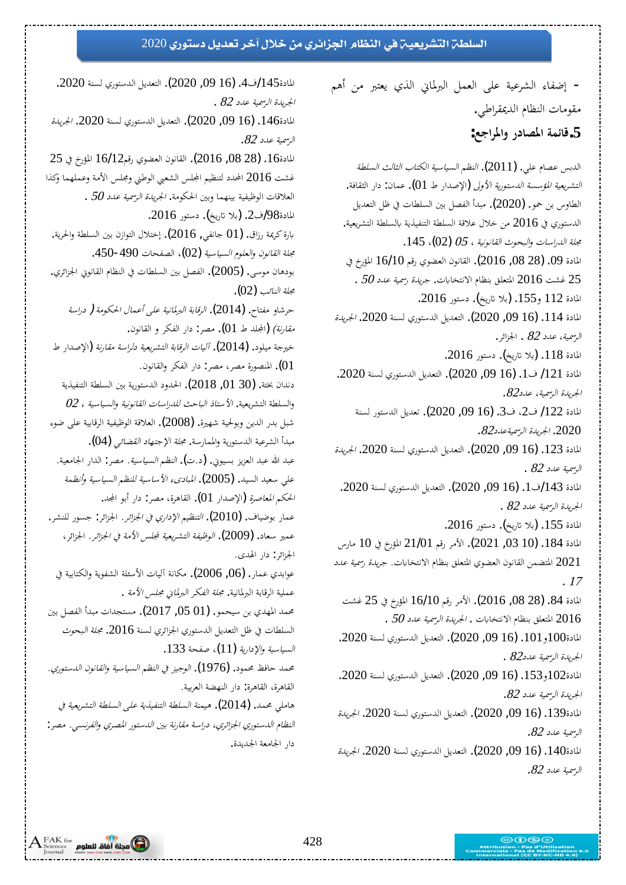- إضفاء الشرعية على العمل البرلماني الذي يعتبر من أهم مقومات النظام الديمقراطي.

## 5.قائمة المصادر والمراجع:

الدبس عصام علي. (2011). *النظم السياسية الكتاب الثالث السلطة التشريعية المؤسسة الدستورية الأولى* (الإصدار ط 01). عمان: دار الثقافة.

الطاوس بن حمو. (2020). مبدأ الفصل بين السلطات في ظل التعديل الدستوري في 2016 من خلال علاقة السلطة التنفيذية بالسلطة التشريعية. *مجلة الدراسات والبحوث القانونية ، 05* (02)، 145.

المادة 09. (28 08, 2016). القانون العضوي رقم 16/10 المؤرخ في 25 غشت 2016 المتعلق بنظام الانتخابات. *جريدة رسمية عدد 50* .

المادة 112 و155. (بلا تاريخ). دستور 2016.

المادة 114. (16 09, 2020). التعديل الدستوري لسنة 2020. *الجريدة الرسمية، عدد 82* . الجزائر.

المادة 118. (بلا تاريخ). دستور 2016.

المادة 121/ ف1. (16 09, 2020). التعديل الدستوري لسنة 2020. *الجريدة الرسمية، عدد82.*

المادة 122/ ف2، ف3. (16 09, 2020). تعديل الدستور لسنة 2020. *الجريدة الرسميةعدد82.*

المادة 123. (16 09, 2020). التعديل الدستوري لسنة 2020. *الجريدة الرسمية عدد 82* .

المادة143/ف1. (16 09, 2020). التعديل الدستوري لسنة 2020. *الجريدة الرسمية عدد 82* .

المادة 155. (بلا تاريخ). دستور 2016.

المادة 184. (10 03, 2021). الأمر رقم 21/01 المؤرخ في 10 مارس 2021 المتضمن القانون العضوي المتعلق بنظام الانتخابات. *جريدة رسمية عدد 17* .

المادة 84. (28 08, 2016). الأمر رقم 16/10 المؤرخ في 25 غشت 2016 المتعلق بنظام الانتخابات . *الجريدة الرسمية عدد 50* .

المادة100و101. (16 09, 2020). التعديل الدستوري لسنة 2020. *الجريدة الرسمية عدد82* .

المادة102و153. (16 09, 2020). التعديل الدستوري لسنة 2020. *الجريدة الرسمية عدد 82.*

المادة139. (16 09, 2020). التعديل الدستوري لسنة 2020. *الجريدة الرسمية عدد 82.*

المادة140. (16 09, 2020). التعديل الدستوري لسنة 2020. *الجريدة الرسمية عدد 82.*

المادة145/ف4. (16 09, 2020). التعديل الدستوري لسنة 2020. *الجريدة الرسمية عدد 82* .

المادة146. (16 09, 2020). التعديل الدستوري لسنة 2020. *الجريدة الرسمية عدد 82.*

المادة16. (28 08, 2016). القانون العضوي رقم12/16 المؤرخ في 25 غشت 2016 المحدد لتنظيم المجلس الشعبي الوطني ومجلس الأمة وعملهما وكذا العلاقات الوظيفية بينهما وبين الحكومة. *الجريدة الرسمية عدد 50* .

المادة98/ف2. (بلا تاريخ). دستور 2016.

بارة كريمة رزاق. (01 جانفي, 2016). إختلال التوازن بين السلطة والحرية. *مجلة القانون والعلوم السياسية* (02)، الصفحات 490-450.

بودهان موسى. (2005). الفصل بين السلطات في النظام القانوني الجزائري. *مجلة النائب* (02).

حرشاو مفتاح. (2014). *الرقابة البرلمانية على أعمال الحكومة ( دراسة مقارنة)* (المجلد ط 01). مصر: دار الفكر و القانون.

خيرجة ميلود. (2014). *آليات الرقابة التشريعية دلراسة مقارنة* (الإصدار ط 01). المنصورة مصر، مصر: دار الفكر والقانون.

دندان بختة. (30 01, 2018). الحدود الدستورية بين السلطة التنفيذية والسلطة التشريعية. *الأستاذ الباحث للدراسات القانونية والسياسية ، 02*

شبل بدر الدين وبولحية شهيرة. (2008). العلاقة الوظيفية الرقابية على ضوء مبدأ الشرعية الدستورية والممارسة. *مجلة الإجتهاد القضائي* (04).

عبد الله عبد العزيز بسيوني. (د.ت). *النظم السياسية*. مصر: الدار الجامعية.

علي سعيد السيد. (2005). *المبادىء الأساسية للنظم السياسية وأنظمة الحكم المعاصرة* (الإصدار 01). القاهرة، مصر: دار أبو المجد.

عمار بوضياف. (2010). *التنظيم الإداري في الجزائر*. الجزائر: جسور للنشر.

عمير سعاد. (2009). *الوظيفة التشريعية لمجلس الأمة في الجزائر*. الجزائر، الجزائر: دار الهدى.

عوابدي عمار. (06, 2006). مكانة آليات الأسئلة الشفوية والكتابية في عملية الرقابة البرلمانية. *مجلة الفكر البرلماني مجلس الأمة* .

محمد المهدي بن سيحمو. (01 05, 2017). مستجدات مبدأ الفصل بين السلطات في ظل التعديل الدستوري الجزائري لسنة 2016. *مجلة البحوث السياسية والإدارية* (11)، صفحة 133.

محمد حافظ محمود. (1976). *الوجيز في النظم السياسية والقانون الدستوري*. القاهرة، القاهرة: دار النهضة العربية.

هاملي محمد. (2014). *هيمنة السلطة التنفيذية على السلطة التشريعية في النظام الدستوري الجزائري، دراسة مقارنة بين الدستور المصري والفرنسي*. مصر: دار الجامعة الجديدة.